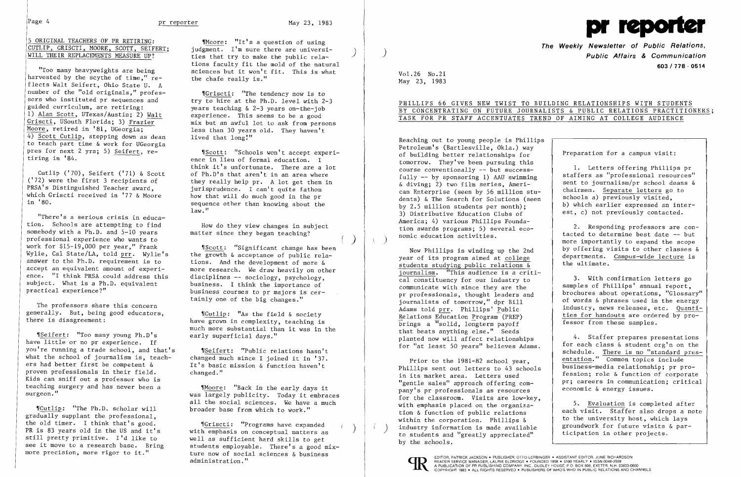## 5 ORIGINAL TEACHERS OF PR RETIRING: CUTLIP, GRISCTI, MOORE, SCOTT, SEIFERT; WILL THEIR REPLACEMENTS MEASURE UP?

"Too many heavyweights are being harvested by the scythe of time," reflects Walt Seifert, Ohio State U. A number of the "old originals," professors who instituted pr sequences and guided curriculum, are retiring: 1) Alan Scott, UTexas/Austin; 2) Walt Griscti, USouth Florida; 3) Frazier Moore, retired in '81, UGeorgia; 4) Scott Cutlip, stepping down as dean to teach part time & work for UGeorgia pres for next 2 yrs; 5) Seifert, retiring in '84.

Cutlip ('70), Seifert ('71) & Scott ('72) were the first 3 recipients of PRSA's Distinguished Teacher award, which Griscti received in '77 & Moore in '80.

"There's a serious crisis in education. Schools are attempting to find somebody with a Ph.D. and 5-10 years professional experience who wants to work for $15-19,000 per year," Frank Wylie, Cal State/LA, told prr. Wylie's answer to the Ph.D. requirement is to accept an equivalent amount of experience. "I think PRSA could address this subject. What is a Ph.D. equivalent practical experience?"

The professors share this concern generally. But, being good educators, there is disagreement:

¶Seifert: "Too many young Ph.D's have little or no pr experience. If you're running a trade school, and that's what the school of journalism is, teachers had better first be competent & proven professionals in their field. Kids can sniff out a professor who is teaching surgery and has never been a surgeon."

¶Cutlip: "The Ph.D. scholar will gradually supplant the professional, the old timer. I think that's good. PR is 83 years old in the US and it's still pretty primitive. I'd like to see it move to a research base. Bring more precision, more rigor to it."

¶Moore: "It's a question of using judgment. I'm sure there are universities that try to make the public relations faculty fit the mold of the natural sciences but it won't fit. This is what the chafe really is."

¶Griscti: "The tendency now is to try to hire at the Ph.D. level with 2-3 years teaching & 2-3 years on-the-job experience. This seems to be a good mix but an awful lot to ask from persons less than 30 years old. They haven't lived that long!"

¶Scott: "Schools won't accept experience in lieu of formal education. I think it's unfortunate. There are a lot of Ph.D's that aren't in an area where they really help pr. A lot get them in jurisprudence. I can't quite fathom how that will do much good in the pr sequence other than knowing about the law."

How do they view changes in subject matter since they began teaching?

¶Scott: "Significant change has been the growth & acceptance of public relations. And the development of more & more research. We draw heavily on other disciplines -- sociology, psychology, business. I think the importance of business courses to pr majors is certainly one of the big changes."

¶Cutlip: "As the field & society have grown in complexity, teaching is much more substantial than it was in the early superficial days."

¶Seifert: "Public relations hasn't changed much since I joined it in '37. It's basic mission & function haven't changed."

¶Moore: "Back in the early days it was largely publicity. Today it embraces all the social sciences. We have a much broader base from which to work."

¶Griscti: "Programs have expanded with emphasis on conceptual matters as well as sufficient hard skills to get students employable. There's a good mixture now of social sciences & business administration."

# pr reporter

**The Weekly Newsletter of Public Relations, Public Affairs & Communication**

603 / 778 - 0514

Vol.26 No.21
May 23, 1983

## PHILLIPS 66 GIVES NEW TWIST TO BUILDING RELATIONSHIPS WITH STUDENTS BY CONCENTRATING ON FUTURE JOURNALISTS & PUBLIC RELATIONS PRACTITIONERS; TASK FOR PR STAFF ACCENTUATES TREND OF AIMING AT COLLEGE AUDIENCE

Reaching out to young people is Phillips Petroleum's (Bartlesville, Okla.) way of building better relationships for tomorrow. They've been pursuing this course conventionally -- but successfully -- by sponsoring 1) AAU swimming & diving; 2) two film series, American Enterprise (seen by 56 million students) & The Search for Solutions (seen by 2.5 million students per month); 3) Distributive Education Clubs of America; 4) various Phillips Foundation awards programs; 5) several economic education activities.

Now Phillips is winding up the 2nd year of its program aimed at college students studying public relations & journalism. "This audience is a critical constituency for our industry to communicate with since they are the pr professionals, thought leaders and journalists of tomorrow," dpr Bill Adams told prr. Phillips' Public Relations Education Program (PREP) brings a "solid, longterm payoff that beats anything else." Seeds planted now will affect relationships for "at least 50 years" believes Adams.

Prior to the 1981-82 school year, Phillips sent out letters to 43 schools in its market area. Letters used "gentle sales" approach offering company's pr professionals as resources for the classroom. Visits are low-key, with emphasis placed on the organization & function of public relations within the corporation. Phillips & industry information is made available to students and "greatly appreciated" by the schools.

Preparation for a campus visit:

1. Letters offering Phillips pr staffers as "professional resources" sent to journalism/pr school deans & chairmen. Separate letters go to schools a) previously visited, b) which earlier expressed an interest, c) not previously contacted.

2. Responding professors are contacted to determine best date -- but more importantly to expand the scope by offering visits to other classes & departments. Campus-wide lecture is the ultimate.

3. With confirmation letters go samples of Phillips' annual report, brochures about operations, "Glossary" of words & phrases used in the energy industry, news releases, etc. Quantities for handouts are ordered by professor from these samples.

4. Staffer prepares presentations for each class & student org'n on the schedule. There is no "standard presentation." Common topics include business-media relationship; pr profession; role & function of corporate pr; careers in communication; critical economic & energy issues.

5. Evaluation is completed after each visit. Staffer also drops a note to the university host, which lays groundwork for future visits & participation in other projects.

EDITOR, PATRICK JACKSON • PUBLISHER, OTTO LERBINGER • ASSISTANT EDITOR, JUNE RICHARDSON
READER SERVICE MANAGER, LAURIE ELDRIDGE • FOUNDED 1958 • $100 YEARLY • ISSN 0048-2609
A PUBLICATION OF PR PUBLISHING COMPANY, INC., DUDLEY HOUSE, P.O. BOX 600, EXETER, N.H. 03833-0600
COPYRIGHT 1983 • ALL RIGHTS RESERVED • PUBLISHERS OF WHO'S WHO IN PUBLIC RELATIONS AND CHANNELS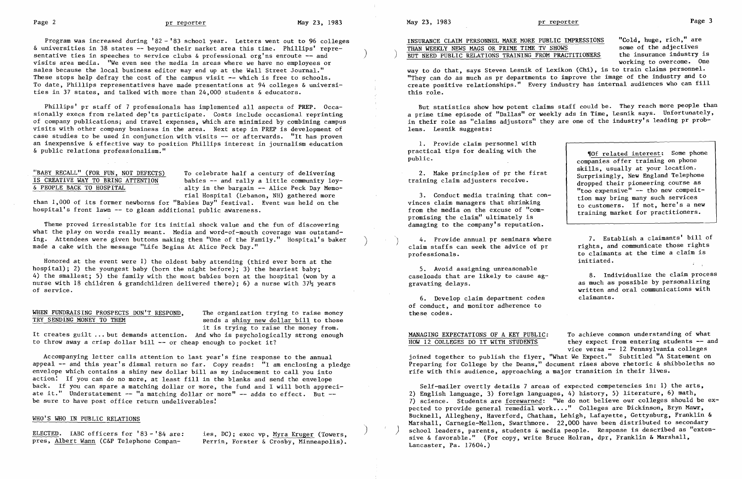Program was increased during '82 - '83 school year. Letters went out to 96 colleges & universities in 38 states -- beyond their market area this time. Phillips' representative ties in speeches to service clubs & professional org'ns enroute -- and visits area media. "We even see the media in areas where we have no employees or sales because the local business editor may end up at the Wall Street Journal." These stops help defray the cost of the campus visit -- which is free to schools. To date, Phillips representatives have made presentations at 94 colleges & universities in 37 states, and talked with more than 24,000 students & educators.

Phillips' pr staff of 7 professionals has implemented all aspects of PREP. Occasionally execs from related dep'ts participate. Costs include occasional reprinting of company publications; and travel expenses, which are minimized by combining campus visits with other company business in the area. Next step in PREP is development of case studies to be used in conjunction with visits -- or afterwards. "It has proven an inexpensive & effective way to position Phillips interest in journalism education & public relations professionalism."

## "BABY RECALL" (FOR FUN, NOT DEFECTS) IS CREATIVE WAY TO BRING ATTENTION & PEOPLE BACK TO HOSPITAL

To celebrate half a century of delivering babies -- and rally a little community loyalty in the bargain -- Alice Peck Day Memorial Hospital (Lebanon, NH) gathered more than 1,000 of its former newborns for "Babies Day" festival. Event was held on the hospital's front lawn -- to glean additional public awareness.

Theme proved irresistable for its initial shock value and the fun of discovering what the play on words really meant. Media and word-of-mouth coverage was outstanding. Attendees were given buttons making them "One of the Family." Hospital's baker made a cake with the message "Life Begins At Alice Peck Day."

Honored at the event were 1) the oldest baby attending (third ever born at the hospital); 2) the youngest baby (born the night before); 3) the heaviest baby; 4) the smallest; 5) the family with the most babies born at the hospital (won by a nurse with 18 children & grandchildren delivered there); 6) a nurse with 37½ years of service.

## WHEN FUNDRAISING PROSPECTS DON'T RESPOND, TRY SENDING MONEY TO THEM

The organization trying to raise money sends a shiny new dollar bill to those it is trying to raise the money from. It creates guilt ... but demands attention. And who is psychologically strong enough to throw away a crisp dollar bill -- or cheap enough to pocket it?

Accompanying letter calls attention to last year's fine response to the annual appeal -- and this year's dismal return so far. Copy reads: "I am enclosing a pledge envelope which contains a shiny new dollar bill as my inducement to call you into action! If you can do no more, at least fill in the blanks and send the envelope back. If you can spare a matching dollar or more, the fund and I will both appreciate it." Understatement -- "a matching dollar or more" -- adds to effect. But -- be sure to have post office return undeliverables!

## WHO'S WHO IN PUBLIC RELATIONS

ELECTED. IABC officers for '83 - '84 are: pres, Albert Wann (C&P Telephone Companies, DC); exec vp, Myra Kruger (Towers, Perrin, Forster & Crosby, Minneapolis).

## INSURANCE CLAIM PERSONNEL MAKE MORE PUBLIC IMPRESSIONS THAN WEEKLY NEWS MAGS OR PRIME TIME TV SHOWS BUT NEED PUBLIC RELATIONS TRAINING FROM PRACTITIONERS

"Cold, huge, rich," are some of the adjectives the insurance industry is working to overcome. One way to do that, says Steven Lesnik of Lexikon (Chi), is to train claims personnel. "They can do as much as pr departments to improve the image of the industry and to create positive relationships." Every industry has internal audiences who can fill this role.

But statistics show how potent claims staff could be. They reach more people than a prime time episode of "Dallas" or weekly ads in Time, Lesnik says. Unfortunately, in their role as "claims adjustors" they are one of the industry's leading pr problems. Lesnik suggests:

1. Provide claim personnel with practical tips for dealing with the public.

2. Make principles of pr the first training claim adjusters receive.

3. Conduct media training that convinces claim managers that shrinking from the media on the excuse of "compromising the claim" ultimately is damaging to the company's reputation.

4. Provide annual pr seminars where claim staffs can seek the advice of pr professionals.

5. Avoid assigning unreasonable caseloads that are likely to cause aggravating delays.

6. Develop claim department codes of conduct, and monitor adherence to these codes.

7. Establish a claimants' bill of rights, and communicate those rights to claimants at the time a claim is initiated.

8. Individualize the claim process as much as possible by personalizing written and oral communications with claimants.

> ¶Of related interest: Some phone companies offer training on phone skills, usually at your location. Surprisingly, New England Telephone dropped their pioneering course as "too expensive" -- tho new compeittion may bring many such services to customers. If not, here's a new training market for practitioners.

## MANAGING EXPECTATIONS OF A KEY PUBLIC: HOW 12 COLLEGES DO IT WITH STUDENTS

To achieve common understanding of what they expect from entering students -- and vice versa -- 12 Pennsylvania colleges joined together to publish the flyer, "What We Expect." Subtitled "A Statement on Preparing for College by the Deans," document rises above rhetoric & shibboleths so rife with this audience, approaching a major transition in their lives.

Self-mailer overtly details 7 areas of expected competencies in: 1) the arts, 2) English language, 3) foreign languages, 4) history, 5) literature, 6) math, 7) science. Students are forewarned: "We do not believe our colleges should be expected to provide general remedial work...." Colleges are Dickinson, Bryn Mawr, Bucknell, Allegheny, Haverford, Chatham, Lehigh, Lafayette, Gettysburg, Franklin & Marshall, Carnegie-Mellon, Swarthmore. 22,000 have been distributed to secondary school leaders, parents, students & media people. Response is described as "extensive & favorable." (For copy, write Bruce Holran, dpr, Franklin & Marshall, Lancaster, Pa. 17604.)